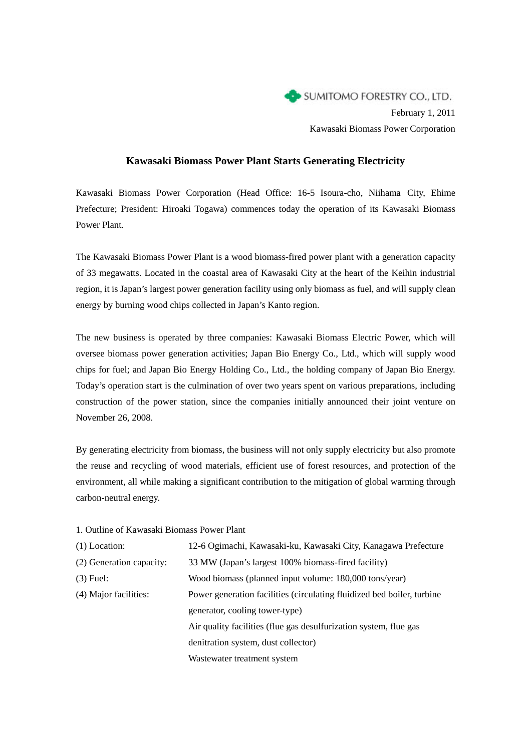SUMITOMO FORESTRY CO., LTD.

February 1, 2011

Kawasaki Biomass Power Corporation

# Kawasaki Biomass Power Plant Starts Generating Electricity

Kawasaki Biomass Power Corporation (Head Office: 16-5 Isoura-cho, Niihama City, Ehime Prefecture; President: Hiroaki Togawa) commences today the operation of its Kawasaki Biomass Power Plant.

The Kawasaki Biomass Power Plant is a wood biomass-fired power plant with a generation capacity of 33 megawatts. Located in the coastal area of Kawasaki City at the heart of the Keihin industrial region, it is Japan's largest power generation facility using only biomass as fuel, and will supply clean energy by burning wood chips collected in Japan's Kanto region.

The new business is operated by three companies: Kawasaki Biomass Electric Power, which will oversee biomass power generation activities; Japan Bio Energy Co., Ltd., which will supply wood chips for fuel; and Japan Bio Energy Holding Co., Ltd., the holding company of Japan Bio Energy. Today's operation start is the culmination of over two years spent on various preparations, including construction of the power station, since the companies initially announced their joint venture on November 26, 2008.

By generating electricity from biomass, the business will not only supply electricity but also promote the reuse and recycling of wood materials, efficient use of forest resources, and protection of the environment, all while making a significant contribution to the mitigation of global warming through carbon-neutral energy.

1. Outline of Kawasaki Biomass Power Plant

| | |
|---|---|
| (1) Location: | 12-6 Ogimachi, Kawasaki-ku, Kawasaki City, Kanagawa Prefecture |
| (2) Generation capacity: | 33 MW (Japan's largest 100% biomass-fired facility) |
| (3) Fuel: | Wood biomass (planned input volume: 180,000 tons/year) |
| (4) Major facilities: | Power generation facilities (circulating fluidized bed boiler, turbine generator, cooling tower-type) |
| | Air quality facilities (flue gas desulfurization system, flue gas denitration system, dust collector) |
| | Wastewater treatment system |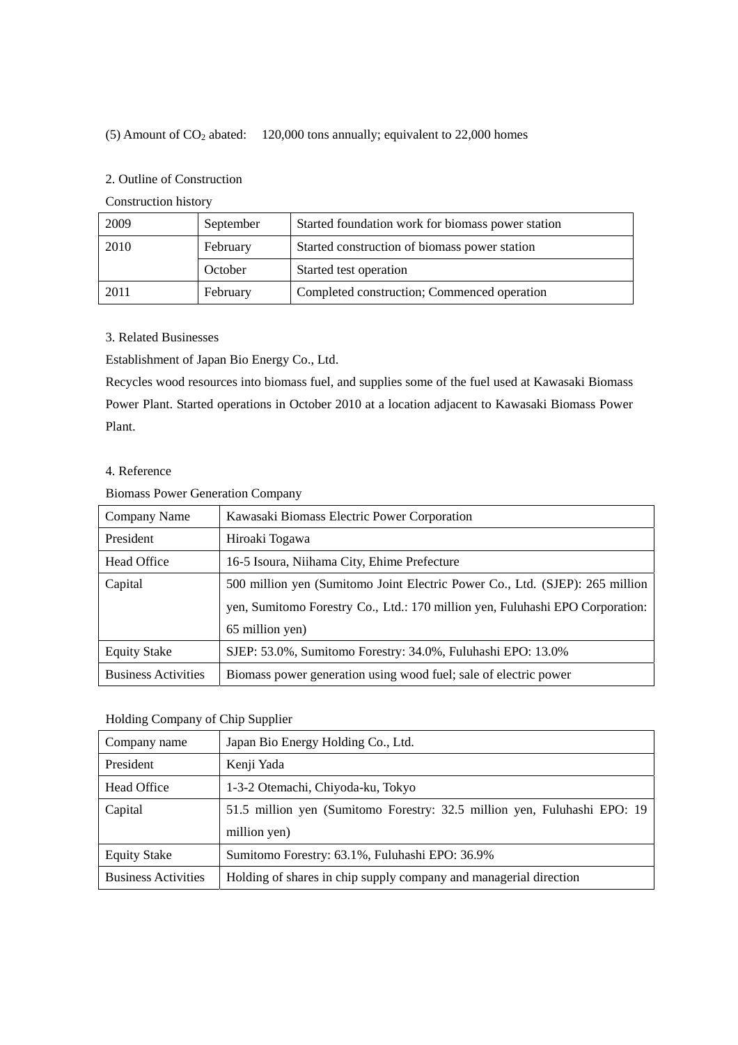(5) Amount of $CO_2$ abated:     120,000 tons annually; equivalent to 22,000 homes

2. Outline of Construction

Construction history

| | | |
|---|---|---|
| 2009 | September | Started foundation work for biomass power station |
| 2010 | February | Started construction of biomass power station |
| | October | Started test operation |
| 2011 | February | Completed construction; Commenced operation |

3. Related Businesses

Establishment of Japan Bio Energy Co., Ltd.

Recycles wood resources into biomass fuel, and supplies some of the fuel used at Kawasaki Biomass Power Plant. Started operations in October 2010 at a location adjacent to Kawasaki Biomass Power Plant.

4. Reference

Biomass Power Generation Company

| | |
|---|---|
| Company Name | Kawasaki Biomass Electric Power Corporation |
| President | Hiroaki Togawa |
| Head Office | 16-5 Isoura, Niihama City, Ehime Prefecture |
| Capital | 500 million yen (Sumitomo Joint Electric Power Co., Ltd. (SJEP): 265 million yen, Sumitomo Forestry Co., Ltd.: 170 million yen, Fuluhashi EPO Corporation: 65 million yen) |
| Equity Stake | SJEP: 53.0%, Sumitomo Forestry: 34.0%, Fuluhashi EPO: 13.0% |
| Business Activities | Biomass power generation using wood fuel; sale of electric power |

Holding Company of Chip Supplier

| | |
|---|---|
| Company name | Japan Bio Energy Holding Co., Ltd. |
| President | Kenji Yada |
| Head Office | 1-3-2 Otemachi, Chiyoda-ku, Tokyo |
| Capital | 51.5 million yen (Sumitomo Forestry: 32.5 million yen, Fuluhashi EPO: 19 million yen) |
| Equity Stake | Sumitomo Forestry: 63.1%, Fuluhashi EPO: 36.9% |
| Business Activities | Holding of shares in chip supply company and managerial direction |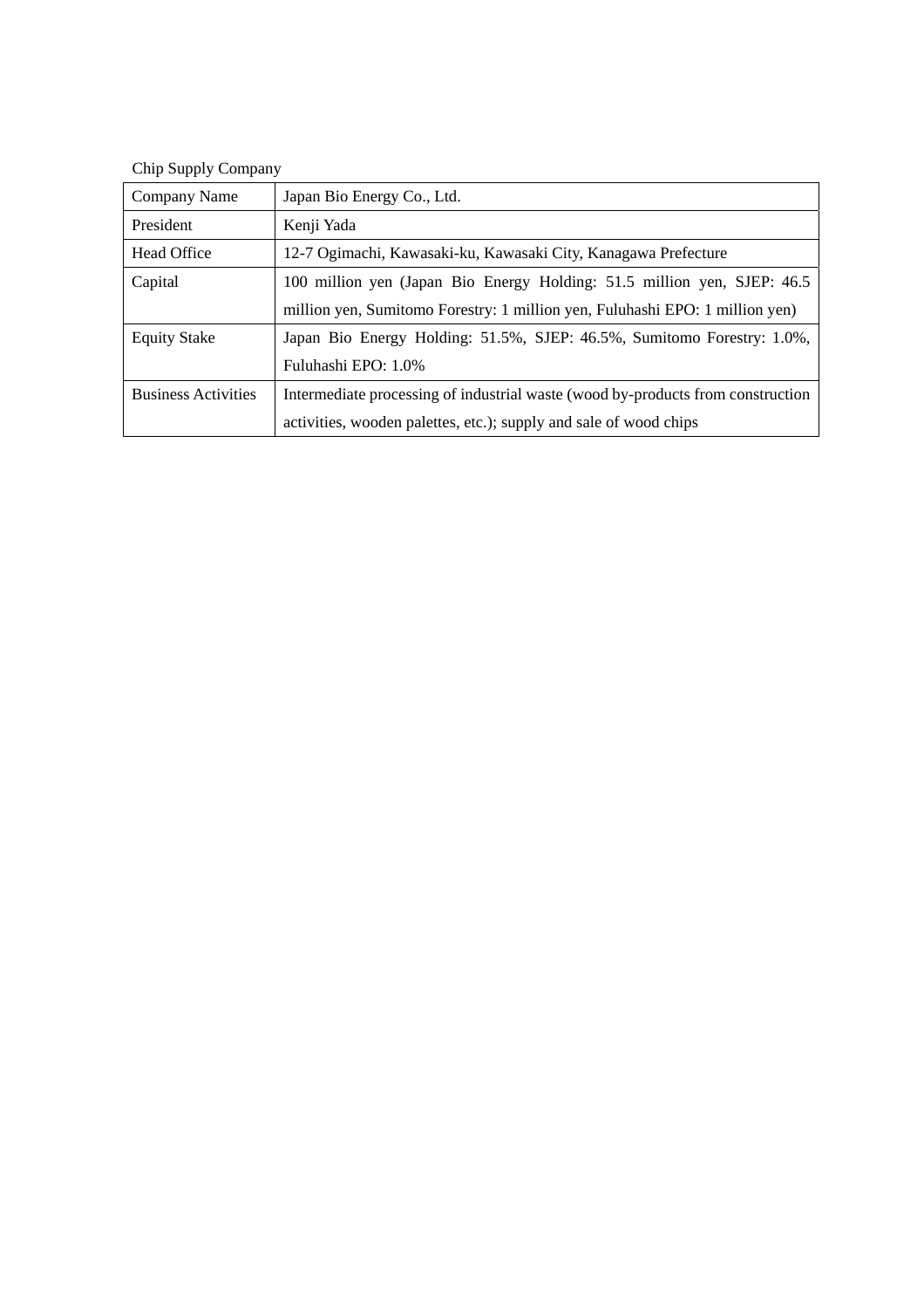Chip Supply Company

| | |
|---|---|
| Company Name | Japan Bio Energy Co., Ltd. |
| President | Kenji Yada |
| Head Office | 12-7 Ogimachi, Kawasaki-ku, Kawasaki City, Kanagawa Prefecture |
| Capital | 100 million yen (Japan Bio Energy Holding: 51.5 million yen, SJEP: 46.5 million yen, Sumitomo Forestry: 1 million yen, Fuluhashi EPO: 1 million yen) |
| Equity Stake | Japan Bio Energy Holding: 51.5%, SJEP: 46.5%, Sumitomo Forestry: 1.0%, Fuluhashi EPO: 1.0% |
| Business Activities | Intermediate processing of industrial waste (wood by-products from construction activities, wooden palettes, etc.); supply and sale of wood chips |